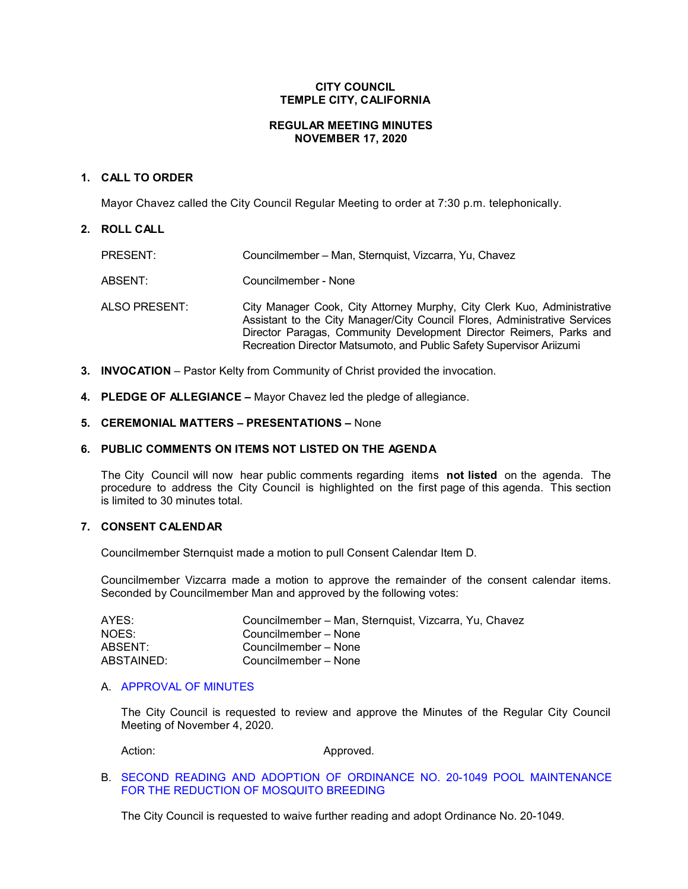**CITY COUNCIL**
**TEMPLE CITY, CALIFORNIA**

**REGULAR MEETING MINUTES**
**NOVEMBER 17, 2020**

## 1. CALL TO ORDER

Mayor Chavez called the City Council Regular Meeting to order at 7:30 p.m. telephonically.

## 2. ROLL CALL

| | |
|---|---|
| PRESENT: | Councilmember – Man, Sternquist, Vizcarra, Yu, Chavez |
| ABSENT: | Councilmember - None |
| ALSO PRESENT: | City Manager Cook, City Attorney Murphy, City Clerk Kuo, Administrative Assistant to the City Manager/City Council Flores, Administrative Services Director Paragas, Community Development Director Reimers, Parks and Recreation Director Matsumoto, and Public Safety Supervisor Ariizumi |

## 3. **INVOCATION** – Pastor Kelty from Community of Christ provided the invocation.

## 4. **PLEDGE OF ALLEGIANCE –** Mayor Chavez led the pledge of allegiance.

## 5. **CEREMONIAL MATTERS – PRESENTATIONS –** None

## 6. PUBLIC COMMENTS ON ITEMS NOT LISTED ON THE AGENDA

The City Council will now hear public comments regarding items **not listed** on the agenda. The procedure to address the City Council is highlighted on the first page of this agenda. This section is limited to 30 minutes total.

## 7. CONSENT CALENDAR

Councilmember Sternquist made a motion to pull Consent Calendar Item D.

Councilmember Vizcarra made a motion to approve the remainder of the consent calendar items. Seconded by Councilmember Man and approved by the following votes:

| | |
|---|---|
| AYES: | Councilmember – Man, Sternquist, Vizcarra, Yu, Chavez |
| NOES: | Councilmember – None |
| ABSENT: | Councilmember – None |
| ABSTAINED: | Councilmember – None |

A. APPROVAL OF MINUTES

The City Council is requested to review and approve the Minutes of the Regular City Council Meeting of November 4, 2020.

Action: Approved.

B. SECOND READING AND ADOPTION OF ORDINANCE NO. 20-1049 POOL MAINTENANCE FOR THE REDUCTION OF MOSQUITO BREEDING

The City Council is requested to waive further reading and adopt Ordinance No. 20-1049.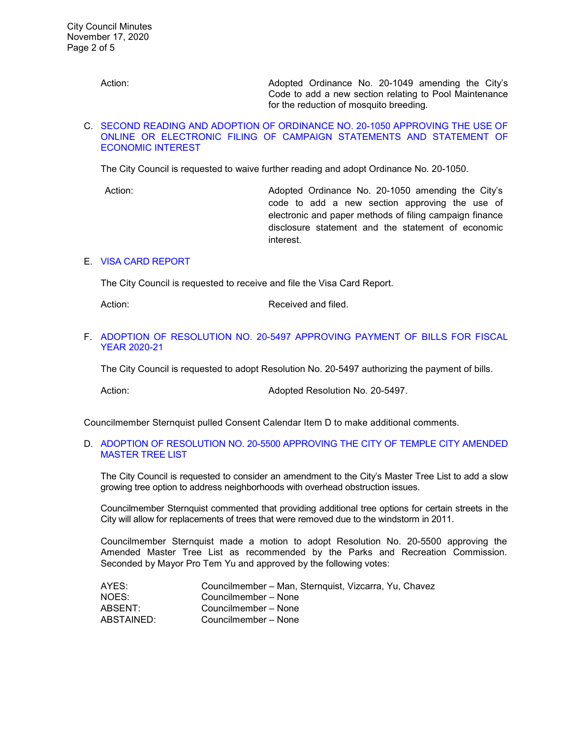Action: Adopted Ordinance No. 20-1049 amending the City's Code to add a new section relating to Pool Maintenance for the reduction of mosquito breeding.

C. SECOND READING AND ADOPTION OF ORDINANCE NO. 20-1050 APPROVING THE USE OF ONLINE OR ELECTRONIC FILING OF CAMPAIGN STATEMENTS AND STATEMENT OF ECONOMIC INTEREST

The City Council is requested to waive further reading and adopt Ordinance No. 20-1050.

Action: Adopted Ordinance No. 20-1050 amending the City's code to add a new section approving the use of electronic and paper methods of filing campaign finance disclosure statement and the statement of economic interest.

E. VISA CARD REPORT

The City Council is requested to receive and file the Visa Card Report.

Action: Received and filed.

F. ADOPTION OF RESOLUTION NO. 20-5497 APPROVING PAYMENT OF BILLS FOR FISCAL YEAR 2020-21

The City Council is requested to adopt Resolution No. 20-5497 authorizing the payment of bills.

Action: Adopted Resolution No. 20-5497.

Councilmember Sternquist pulled Consent Calendar Item D to make additional comments.

D. ADOPTION OF RESOLUTION NO. 20-5500 APPROVING THE CITY OF TEMPLE CITY AMENDED MASTER TREE LIST

The City Council is requested to consider an amendment to the City's Master Tree List to add a slow growing tree option to address neighborhoods with overhead obstruction issues.

Councilmember Sternquist commented that providing additional tree options for certain streets in the City will allow for replacements of trees that were removed due to the windstorm in 2011.

Councilmember Sternquist made a motion to adopt Resolution No. 20-5500 approving the Amended Master Tree List as recommended by the Parks and Recreation Commission. Seconded by Mayor Pro Tem Yu and approved by the following votes:

AYES: Councilmember – Man, Sternquist, Vizcarra, Yu, Chavez
NOES: Councilmember – None
ABSENT: Councilmember – None
ABSTAINED: Councilmember – None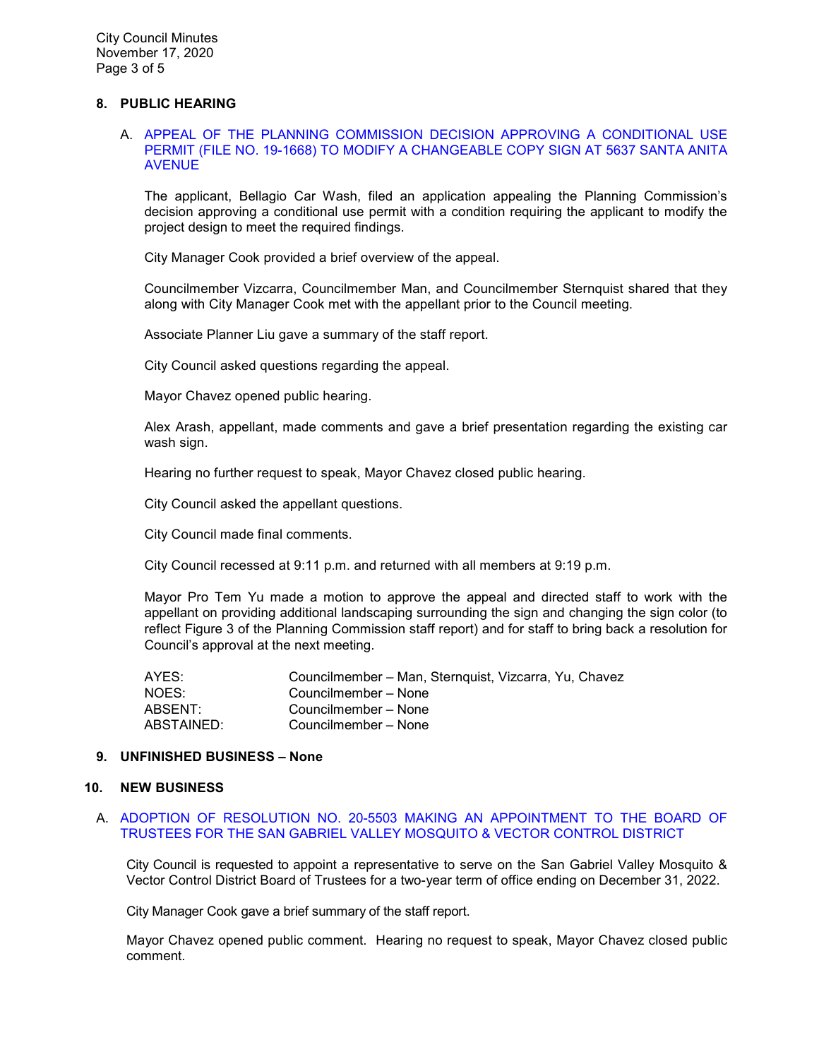## 8. PUBLIC HEARING

A. APPEAL OF THE PLANNING COMMISSION DECISION APPROVING A CONDITIONAL USE PERMIT (FILE NO. 19-1668) TO MODIFY A CHANGEABLE COPY SIGN AT 5637 SANTA ANITA AVENUE

The applicant, Bellagio Car Wash, filed an application appealing the Planning Commission's decision approving a conditional use permit with a condition requiring the applicant to modify the project design to meet the required findings.

City Manager Cook provided a brief overview of the appeal.

Councilmember Vizcarra, Councilmember Man, and Councilmember Sternquist shared that they along with City Manager Cook met with the appellant prior to the Council meeting.

Associate Planner Liu gave a summary of the staff report.

City Council asked questions regarding the appeal.

Mayor Chavez opened public hearing.

Alex Arash, appellant, made comments and gave a brief presentation regarding the existing car wash sign.

Hearing no further request to speak, Mayor Chavez closed public hearing.

City Council asked the appellant questions.

City Council made final comments.

City Council recessed at 9:11 p.m. and returned with all members at 9:19 p.m.

Mayor Pro Tem Yu made a motion to approve the appeal and directed staff to work with the appellant on providing additional landscaping surrounding the sign and changing the sign color (to reflect Figure 3 of the Planning Commission staff report) and for staff to bring back a resolution for Council's approval at the next meeting.

| | |
|---|---|
| AYES: | Councilmember – Man, Sternquist, Vizcarra, Yu, Chavez |
| NOES: | Councilmember – None |
| ABSENT: | Councilmember – None |
| ABSTAINED: | Councilmember – None |

## 9. UNFINISHED BUSINESS – None

## 10. NEW BUSINESS

A. ADOPTION OF RESOLUTION NO. 20-5503 MAKING AN APPOINTMENT TO THE BOARD OF TRUSTEES FOR THE SAN GABRIEL VALLEY MOSQUITO & VECTOR CONTROL DISTRICT

City Council is requested to appoint a representative to serve on the San Gabriel Valley Mosquito & Vector Control District Board of Trustees for a two-year term of office ending on December 31, 2022.

City Manager Cook gave a brief summary of the staff report.

Mayor Chavez opened public comment. Hearing no request to speak, Mayor Chavez closed public comment.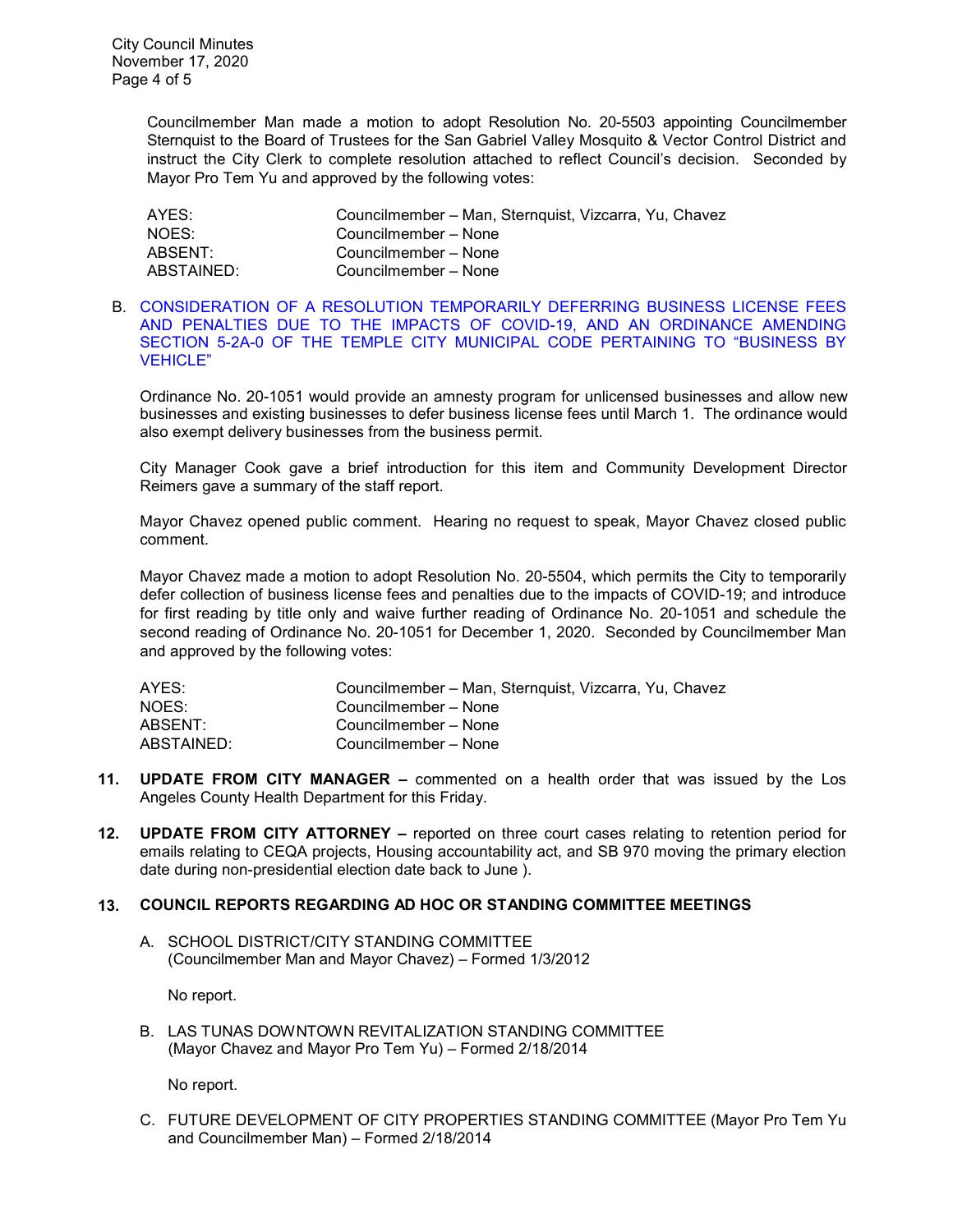Councilmember Man made a motion to adopt Resolution No. 20-5503 appointing Councilmember Sternquist to the Board of Trustees for the San Gabriel Valley Mosquito & Vector Control District and instruct the City Clerk to complete resolution attached to reflect Council's decision. Seconded by Mayor Pro Tem Yu and approved by the following votes:

| | |
|---|---|
| AYES: | Councilmember – Man, Sternquist, Vizcarra, Yu, Chavez |
| NOES: | Councilmember – None |
| ABSENT: | Councilmember – None |
| ABSTAINED: | Councilmember – None |

B. CONSIDERATION OF A RESOLUTION TEMPORARILY DEFERRING BUSINESS LICENSE FEES AND PENALTIES DUE TO THE IMPACTS OF COVID-19, AND AN ORDINANCE AMENDING SECTION 5-2A-0 OF THE TEMPLE CITY MUNICIPAL CODE PERTAINING TO "BUSINESS BY VEHICLE"

Ordinance No. 20-1051 would provide an amnesty program for unlicensed businesses and allow new businesses and existing businesses to defer business license fees until March 1. The ordinance would also exempt delivery businesses from the business permit.

City Manager Cook gave a brief introduction for this item and Community Development Director Reimers gave a summary of the staff report.

Mayor Chavez opened public comment. Hearing no request to speak, Mayor Chavez closed public comment.

Mayor Chavez made a motion to adopt Resolution No. 20-5504, which permits the City to temporarily defer collection of business license fees and penalties due to the impacts of COVID-19; and introduce for first reading by title only and waive further reading of Ordinance No. 20-1051 and schedule the second reading of Ordinance No. 20-1051 for December 1, 2020. Seconded by Councilmember Man and approved by the following votes:

| | |
|---|---|
| AYES: | Councilmember – Man, Sternquist, Vizcarra, Yu, Chavez |
| NOES: | Councilmember – None |
| ABSENT: | Councilmember – None |
| ABSTAINED: | Councilmember – None |

**11. UPDATE FROM CITY MANAGER –** commented on a health order that was issued by the Los Angeles County Health Department for this Friday.

**12. UPDATE FROM CITY ATTORNEY –** reported on three court cases relating to retention period for emails relating to CEQA projects, Housing accountability act, and SB 970 moving the primary election date during non-presidential election date back to June ).

**13. COUNCIL REPORTS REGARDING AD HOC OR STANDING COMMITTEE MEETINGS**

A. SCHOOL DISTRICT/CITY STANDING COMMITTEE (Councilmember Man and Mayor Chavez) – Formed 1/3/2012

No report.

B. LAS TUNAS DOWNTOWN REVITALIZATION STANDING COMMITTEE (Mayor Chavez and Mayor Pro Tem Yu) – Formed 2/18/2014

No report.

C. FUTURE DEVELOPMENT OF CITY PROPERTIES STANDING COMMITTEE (Mayor Pro Tem Yu and Councilmember Man) – Formed 2/18/2014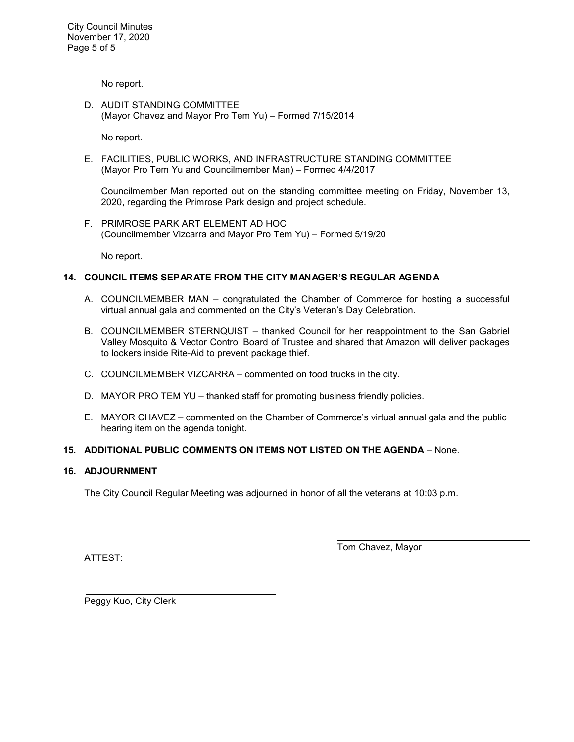No report.

D. AUDIT STANDING COMMITTEE
(Mayor Chavez and Mayor Pro Tem Yu) – Formed 7/15/2014

No report.

E. FACILITIES, PUBLIC WORKS, AND INFRASTRUCTURE STANDING COMMITTEE
(Mayor Pro Tem Yu and Councilmember Man) – Formed 4/4/2017

Councilmember Man reported out on the standing committee meeting on Friday, November 13, 2020, regarding the Primrose Park design and project schedule.

F. PRIMROSE PARK ART ELEMENT AD HOC
(Councilmember Vizcarra and Mayor Pro Tem Yu) – Formed 5/19/20

No report.

**14. COUNCIL ITEMS SEPARATE FROM THE CITY MANAGER'S REGULAR AGENDA**

A. COUNCILMEMBER MAN – congratulated the Chamber of Commerce for hosting a successful virtual annual gala and commented on the City's Veteran's Day Celebration.

B. COUNCILMEMBER STERNQUIST – thanked Council for her reappointment to the San Gabriel Valley Mosquito & Vector Control Board of Trustee and shared that Amazon will deliver packages to lockers inside Rite-Aid to prevent package thief.

C. COUNCILMEMBER VIZCARRA – commented on food trucks in the city.

D. MAYOR PRO TEM YU – thanked staff for promoting business friendly policies.

E. MAYOR CHAVEZ – commented on the Chamber of Commerce's virtual annual gala and the public hearing item on the agenda tonight.

**15. ADDITIONAL PUBLIC COMMENTS ON ITEMS NOT LISTED ON THE AGENDA** – None.

**16. ADJOURNMENT**

The City Council Regular Meeting was adjourned in honor of all the veterans at 10:03 p.m.

Tom Chavez, Mayor

ATTEST:

Peggy Kuo, City Clerk